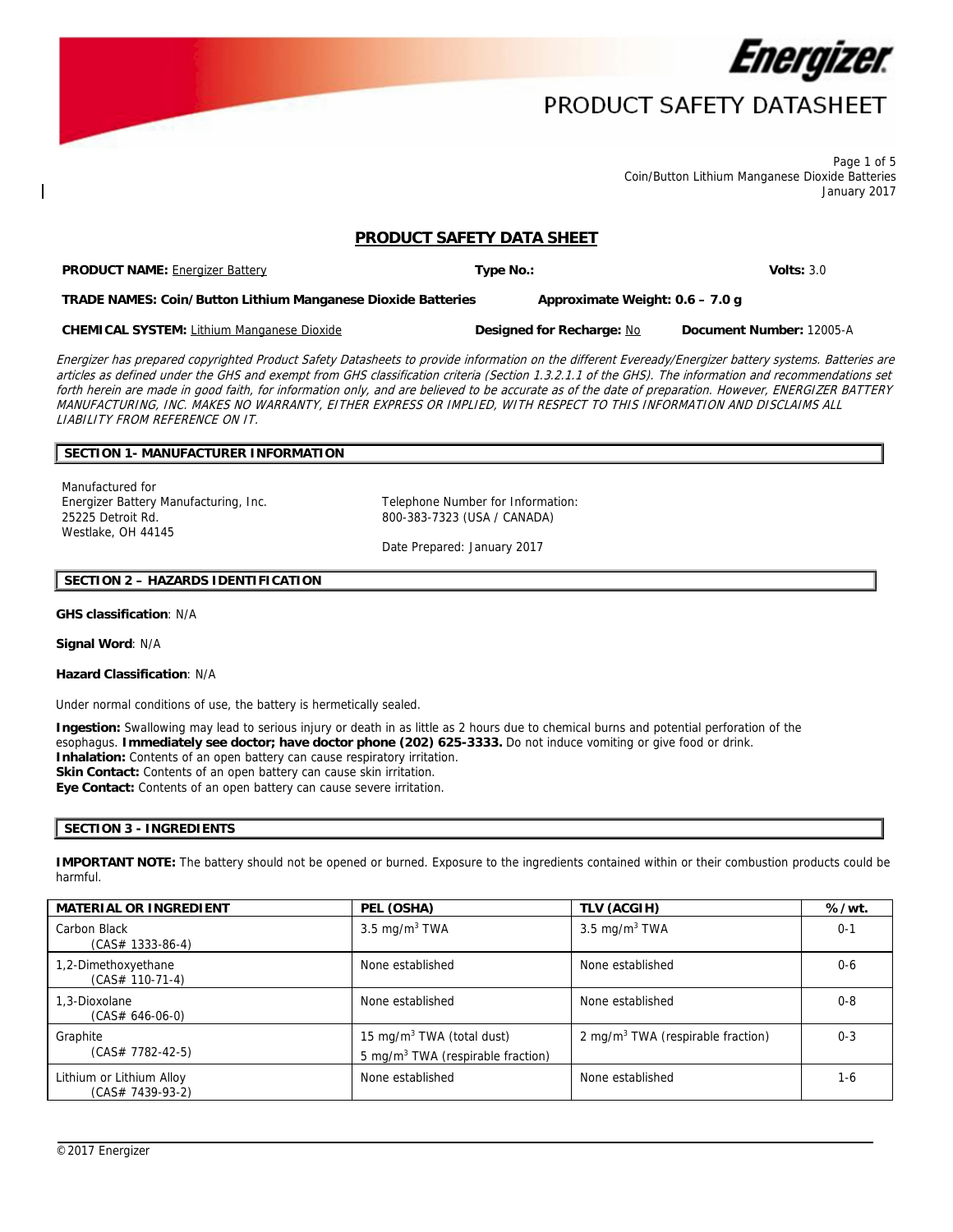# PRODUCT SAFETY DATASHEET

## PRODUCT SAFETY DATA SHEET

**PRODUCT NAME:** Energizer Battery **Type No.:** **Volts:** 3.0

**TRADE NAMES: Coin/Button Lithium Manganese Dioxide Batteries** **Approximate Weight: 0.6 – 7.0 g**

**CHEMICAL SYSTEM:** Lithium Manganese Dioxide **Designed for Recharge:** No **Document Number:** 12005-A

*Energizer has prepared copyrighted Product Safety Datasheets to provide information on the different Eveready/Energizer battery systems. Batteries are articles as defined under the GHS and exempt from GHS classification criteria (Section 1.3.2.1.1 of the GHS). The information and recommendations set forth herein are made in good faith, for information only, and are believed to be accurate as of the date of preparation. However, ENERGIZER BATTERY MANUFACTURING, INC. MAKES NO WARRANTY, EITHER EXPRESS OR IMPLIED, WITH RESPECT TO THIS INFORMATION AND DISCLAIMS ALL LIABILITY FROM REFERENCE ON IT.*

### SECTION 1- MANUFACTURER INFORMATION

Manufactured for
Energizer Battery Manufacturing, Inc.
25225 Detroit Rd.
Westlake, OH 44145

Telephone Number for Information:
800-383-7323 (USA / CANADA)

Date Prepared: January 2017

### SECTION 2 – HAZARDS IDENTIFICATION

**GHS classification**: N/A

**Signal Word**: N/A

**Hazard Classification**: N/A

Under normal conditions of use, the battery is hermetically sealed.

**Ingestion:** Swallowing may lead to serious injury or death in as little as 2 hours due to chemical burns and potential perforation of the esophagus. **Immediately see doctor; have doctor phone (202) 625-3333.** Do not induce vomiting or give food or drink.
**Inhalation:** Contents of an open battery can cause respiratory irritation.
**Skin Contact:** Contents of an open battery can cause skin irritation.
**Eye Contact:** Contents of an open battery can cause severe irritation.

### SECTION 3 - INGREDIENTS

**IMPORTANT NOTE:** The battery should not be opened or burned. Exposure to the ingredients contained within or their combustion products could be harmful.

| MATERIAL OR INGREDIENT | PEL (OSHA) | TLV (ACGIH) | %/wt. |
|---|---|---|---|
| Carbon Black (CAS# 1333-86-4) | 3.5 mg/m$^3$ TWA | 3.5 mg/m$^3$ TWA | 0-1 |
| 1,2-Dimethoxyethane (CAS# 110-71-4) | None established | None established | 0-6 |
| 1,3-Dioxolane (CAS# 646-06-0) | None established | None established | 0-8 |
| Graphite (CAS# 7782-42-5) | 15 mg/m$^3$ TWA (total dust) 5 mg/m$^3$ TWA (respirable fraction) | 2 mg/m$^3$ TWA (respirable fraction) | 0-3 |
| Lithium or Lithium Alloy (CAS# 7439-93-2) | None established | None established | 1-6 |

©2017 Energizer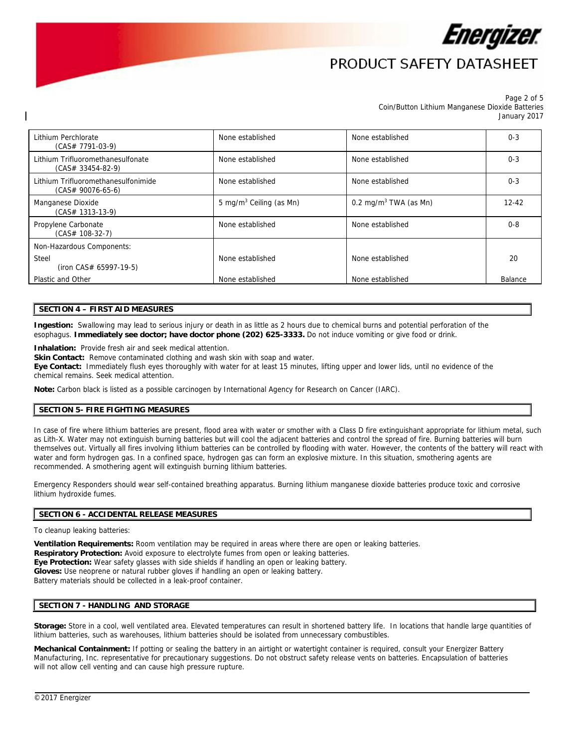| | | | |
|---|---|---|---|
| Lithium Perchlorate (CAS# 7791-03-9) | None established | None established | 0-3 |
| Lithium Trifluoromethanesulfonate (CAS# 33454-82-9) | None established | None established | 0-3 |
| Lithium Trifluoromethanesulfonimide (CAS# 90076-65-6) | None established | None established | 0-3 |
| Manganese Dioxide (CAS# 1313-13-9) | 5 $mg/m^3$ Ceiling (as Mn) | 0.2 $mg/m^3$ TWA (as Mn) | 12-42 |
| Propylene Carbonate (CAS# 108-32-7) | None established | None established | 0-8 |
| Non-Hazardous Components: | | | |
| Steel (iron CAS# 65997-19-5) | None established | None established | 20 |
| Plastic and Other | None established | None established | Balance |

## SECTION 4 – FIRST AID MEASURES

**Ingestion:** Swallowing may lead to serious injury or death in as little as 2 hours due to chemical burns and potential perforation of the esophagus. **Immediately see doctor; have doctor phone (202) 625-3333.** Do not induce vomiting or give food or drink.

**Inhalation:** Provide fresh air and seek medical attention.
**Skin Contact:** Remove contaminated clothing and wash skin with soap and water.
**Eye Contact:** Immediately flush eyes thoroughly with water for at least 15 minutes, lifting upper and lower lids, until no evidence of the chemical remains. Seek medical attention.

**Note:** Carbon black is listed as a possible carcinogen by International Agency for Research on Cancer (IARC).

## SECTION 5- FIRE FIGHTING MEASURES

In case of fire where lithium batteries are present, flood area with water or smother with a Class D fire extinguishant appropriate for lithium metal, such as Lith-X. Water may not extinguish burning batteries but will cool the adjacent batteries and control the spread of fire. Burning batteries will burn themselves out. Virtually all fires involving lithium batteries can be controlled by flooding with water. However, the contents of the battery will react with water and form hydrogen gas. In a confined space, hydrogen gas can form an explosive mixture. In this situation, smothering agents are recommended. A smothering agent will extinguish burning lithium batteries.

Emergency Responders should wear self-contained breathing apparatus. Burning lithium manganese dioxide batteries produce toxic and corrosive lithium hydroxide fumes.

## SECTION 6 - ACCIDENTAL RELEASE MEASURES

To cleanup leaking batteries:

**Ventilation Requirements:** Room ventilation may be required in areas where there are open or leaking batteries.
**Respiratory Protection:** Avoid exposure to electrolyte fumes from open or leaking batteries.
**Eye Protection:** Wear safety glasses with side shields if handling an open or leaking battery.
**Gloves:** Use neoprene or natural rubber gloves if handling an open or leaking battery.
Battery materials should be collected in a leak-proof container.

## SECTION 7 - HANDLING AND STORAGE

**Storage:** Store in a cool, well ventilated area. Elevated temperatures can result in shortened battery life. In locations that handle large quantities of lithium batteries, such as warehouses, lithium batteries should be isolated from unnecessary combustibles.

**Mechanical Containment:** If potting or sealing the battery in an airtight or watertight container is required, consult your Energizer Battery Manufacturing, Inc. representative for precautionary suggestions. Do not obstruct safety release vents on batteries. Encapsulation of batteries will not allow cell venting and can cause high pressure rupture.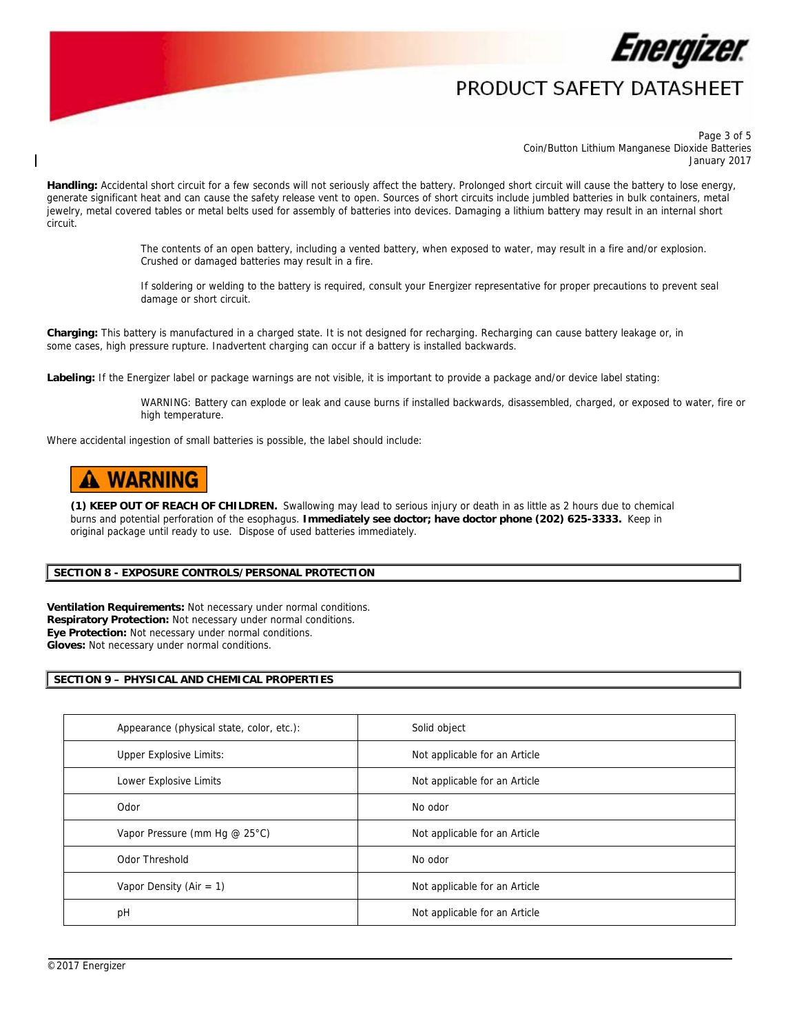**Handling:** Accidental short circuit for a few seconds will not seriously affect the battery. Prolonged short circuit will cause the battery to lose energy, generate significant heat and can cause the safety release vent to open. Sources of short circuits include jumbled batteries in bulk containers, metal jewelry, metal covered tables or metal belts used for assembly of batteries into devices. Damaging a lithium battery may result in an internal short circuit.

The contents of an open battery, including a vented battery, when exposed to water, may result in a fire and/or explosion. Crushed or damaged batteries may result in a fire.

If soldering or welding to the battery is required, consult your Energizer representative for proper precautions to prevent seal damage or short circuit.

**Charging:** This battery is manufactured in a charged state. It is not designed for recharging. Recharging can cause battery leakage or, in some cases, high pressure rupture. Inadvertent charging can occur if a battery is installed backwards.

**Labeling:** If the Energizer label or package warnings are not visible, it is important to provide a package and/or device label stating:

WARNING: Battery can explode or leak and cause burns if installed backwards, disassembled, charged, or exposed to water, fire or high temperature.

Where accidental ingestion of small batteries is possible, the label should include:

**⚠ WARNING**

**(1) KEEP OUT OF REACH OF CHILDREN.** Swallowing may lead to serious injury or death in as little as 2 hours due to chemical burns and potential perforation of the esophagus. **Immediately see doctor; have doctor phone (202) 625-3333.** Keep in original package until ready to use. Dispose of used batteries immediately.

## SECTION 8 - EXPOSURE CONTROLS/PERSONAL PROTECTION

**Ventilation Requirements:** Not necessary under normal conditions.
**Respiratory Protection:** Not necessary under normal conditions.
**Eye Protection:** Not necessary under normal conditions.
**Gloves:** Not necessary under normal conditions.

## SECTION 9 – PHYSICAL AND CHEMICAL PROPERTIES

| Property | Value |
|---|---|
| Appearance (physical state, color, etc.): | Solid object |
| Upper Explosive Limits: | Not applicable for an Article |
| Lower Explosive Limits | Not applicable for an Article |
| Odor | No odor |
| Vapor Pressure (mm Hg @ 25°C) | Not applicable for an Article |
| Odor Threshold | No odor |
| Vapor Density (Air = 1) | Not applicable for an Article |
| pH | Not applicable for an Article |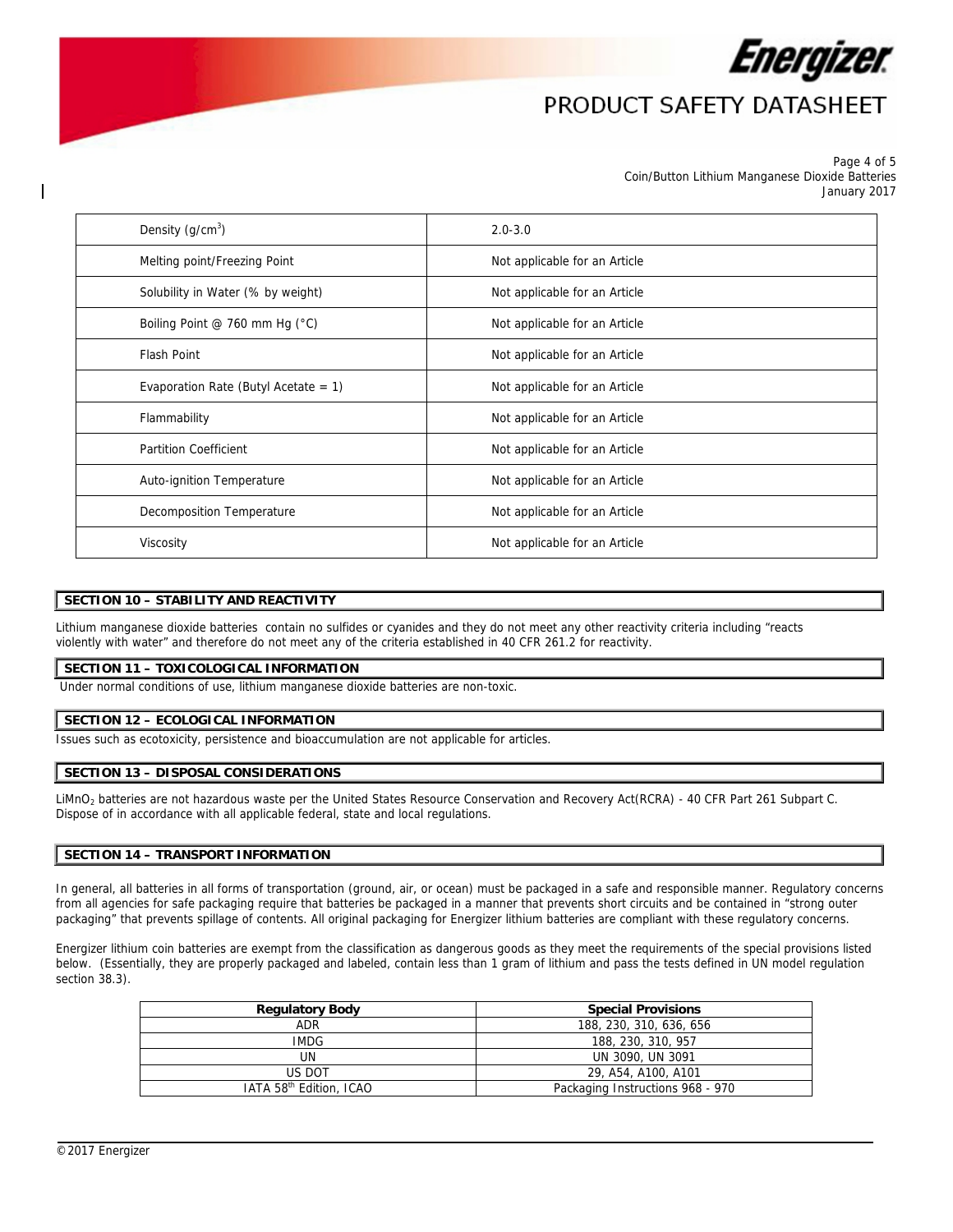| Density ($g/cm^3$) | 2.0-3.0 |
|---|---|
| Melting point/Freezing Point | Not applicable for an Article |
| Solubility in Water (% by weight) | Not applicable for an Article |
| Boiling Point @ 760 mm Hg (°C) | Not applicable for an Article |
| Flash Point | Not applicable for an Article |
| Evaporation Rate (Butyl Acetate = 1) | Not applicable for an Article |
| Flammability | Not applicable for an Article |
| Partition Coefficient | Not applicable for an Article |
| Auto-ignition Temperature | Not applicable for an Article |
| Decomposition Temperature | Not applicable for an Article |
| Viscosity | Not applicable for an Article |

## SECTION 10 – STABILITY AND REACTIVITY

Lithium manganese dioxide batteries contain no sulfides or cyanides and they do not meet any other reactivity criteria including "reacts violently with water" and therefore do not meet any of the criteria established in 40 CFR 261.2 for reactivity.

## SECTION 11 – TOXICOLOGICAL INFORMATION

Under normal conditions of use, lithium manganese dioxide batteries are non-toxic.

## SECTION 12 – ECOLOGICAL INFORMATION

Issues such as ecotoxicity, persistence and bioaccumulation are not applicable for articles.

## SECTION 13 – DISPOSAL CONSIDERATIONS

$LiMnO_2$ batteries are not hazardous waste per the United States Resource Conservation and Recovery Act(RCRA) - 40 CFR Part 261 Subpart C. Dispose of in accordance with all applicable federal, state and local regulations.

## SECTION 14 – TRANSPORT INFORMATION

In general, all batteries in all forms of transportation (ground, air, or ocean) must be packaged in a safe and responsible manner. Regulatory concerns from all agencies for safe packaging require that batteries be packaged in a manner that prevents short circuits and be contained in "strong outer packaging" that prevents spillage of contents. All original packaging for Energizer lithium batteries are compliant with these regulatory concerns.

Energizer lithium coin batteries are exempt from the classification as dangerous goods as they meet the requirements of the special provisions listed below. (Essentially, they are properly packaged and labeled, contain less than 1 gram of lithium and pass the tests defined in UN model regulation section 38.3).

| Regulatory Body | Special Provisions |
|---|---|
| ADR | 188, 230, 310, 636, 656 |
| IMDG | 188, 230, 310, 957 |
| UN | UN 3090, UN 3091 |
| US DOT | 29, A54, A100, A101 |
| IATA 58th Edition, ICAO | Packaging Instructions 968 - 970 |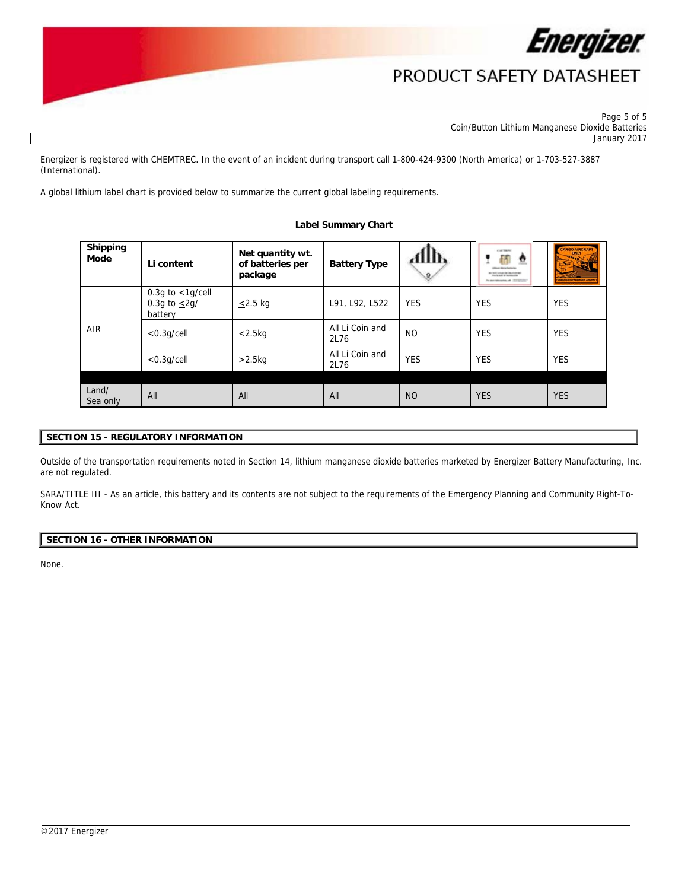Energizer is registered with CHEMTREC. In the event of an incident during transport call 1-800-424-9300 (North America) or 1-703-527-3887 (International).

A global lithium label chart is provided below to summarize the current global labeling requirements.

**Label Summary Chart**

| Shipping Mode | Li content | Net quantity wt. of batteries per package | Battery Type | | | |
|---|---|---|---|---|---|---|
| AIR | 0.3g to ≤1g/cell<br>0.3g to ≤2g/ battery | ≤2.5 kg | L91, L92, L522 | YES | YES | YES |
| | ≤0.3g/cell | ≤2.5kg | All Li Coin and 2L76 | NO | YES | YES |
| | ≤0.3g/cell | >2.5kg | All Li Coin and 2L76 | YES | YES | YES |
| Land/ Sea only | All | All | All | NO | YES | YES |

## SECTION 15 - REGULATORY INFORMATION

Outside of the transportation requirements noted in Section 14, lithium manganese dioxide batteries marketed by Energizer Battery Manufacturing, Inc. are not regulated.

SARA/TITLE III - As an article, this battery and its contents are not subject to the requirements of the Emergency Planning and Community Right-To-Know Act.

## SECTION 16 - OTHER INFORMATION

None.

©2017 Energizer